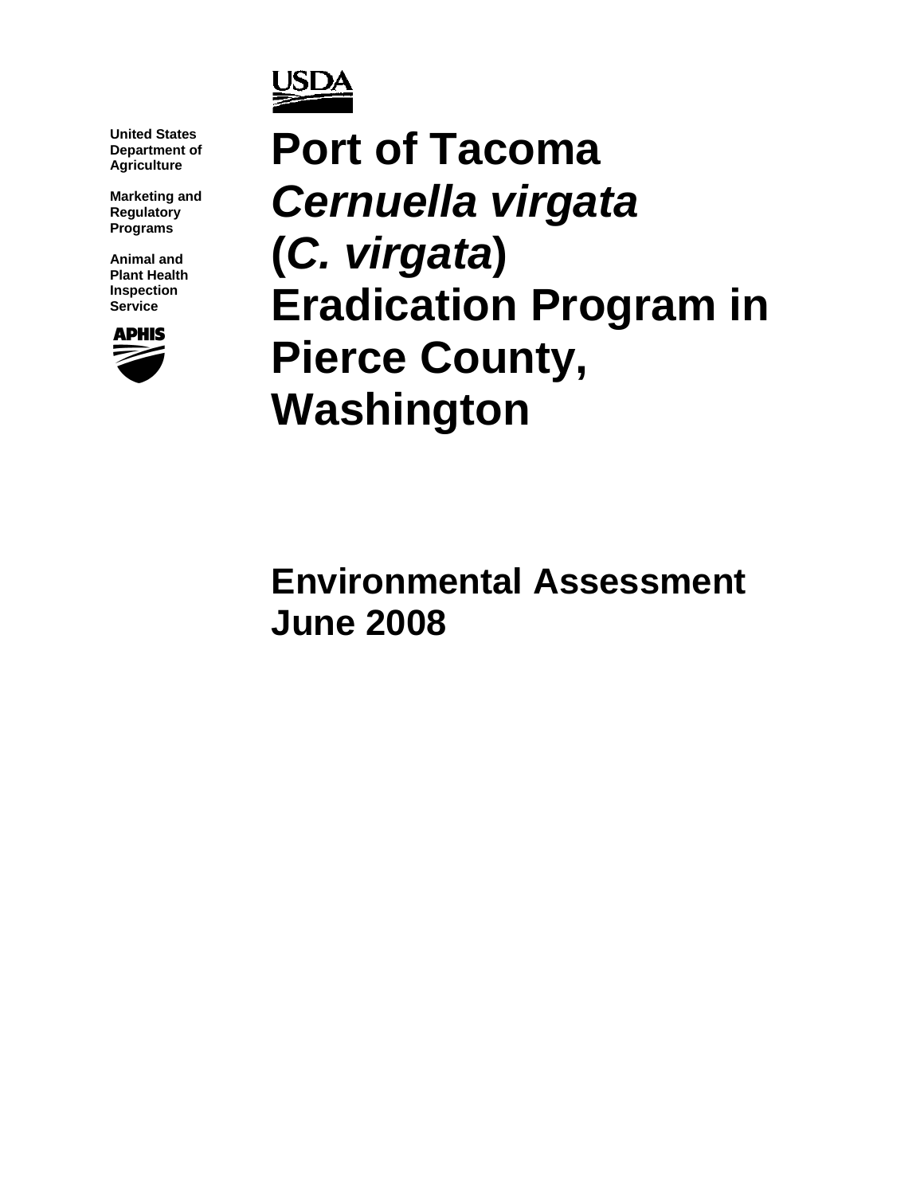USDA

United States Department of Agriculture

Marketing and Regulatory Programs

Animal and Plant Health Inspection Service

APHIS

# Port of Tacoma *Cernuella virgata* (*C. virgata*) Eradication Program in Pierce County, Washington

## Environmental Assessment June 2008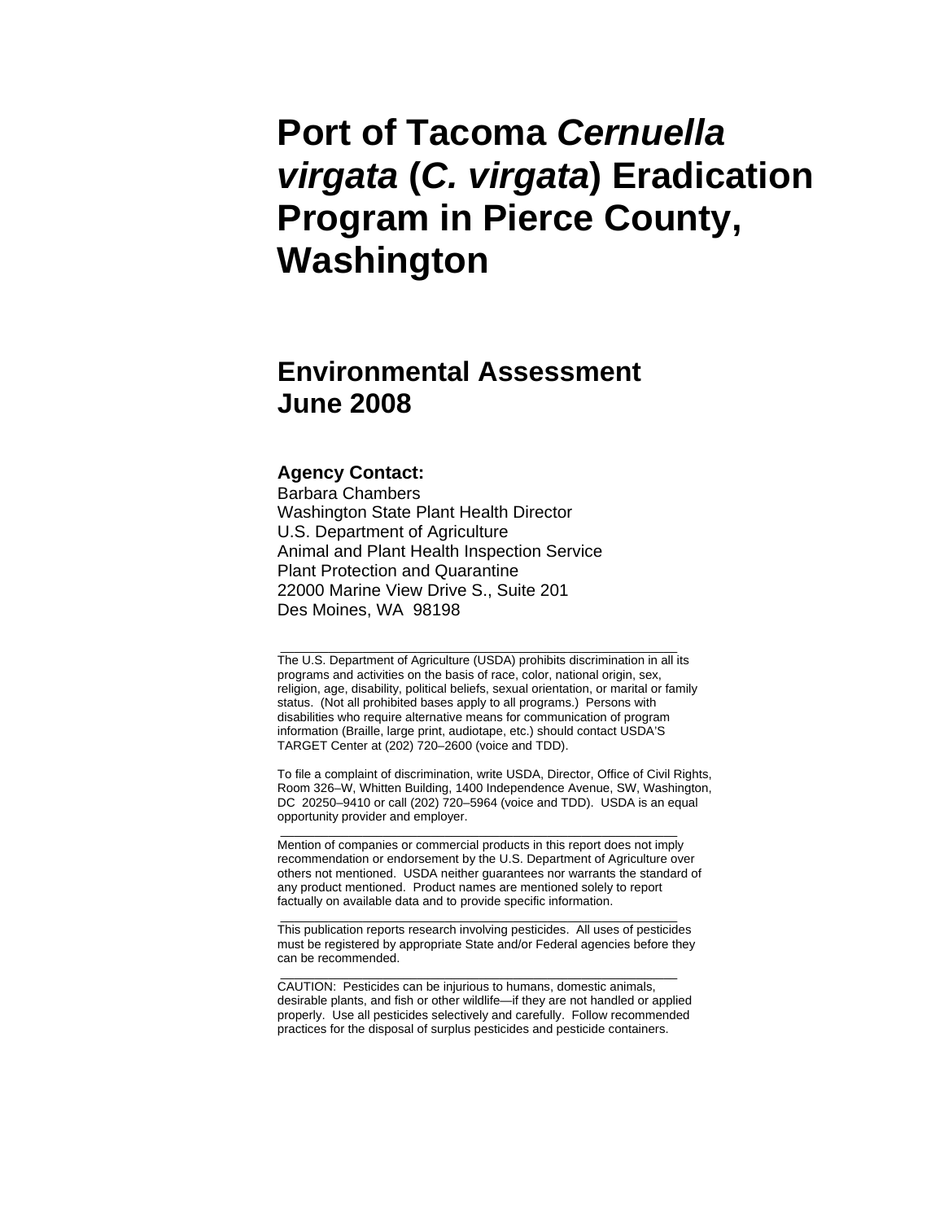# Port of Tacoma *Cernuella virgata* (*C. virgata*) Eradication Program in Pierce County, Washington

## Environmental Assessment
## June 2008

**Agency Contact:**
Barbara Chambers
Washington State Plant Health Director
U.S. Department of Agriculture
Animal and Plant Health Inspection Service
Plant Protection and Quarantine
22000 Marine View Drive S., Suite 201
Des Moines, WA 98198

---

The U.S. Department of Agriculture (USDA) prohibits discrimination in all its programs and activities on the basis of race, color, national origin, sex, religion, age, disability, political beliefs, sexual orientation, or marital or family status. (Not all prohibited bases apply to all programs.) Persons with disabilities who require alternative means for communication of program information (Braille, large print, audiotape, etc.) should contact USDA'S TARGET Center at (202) 720–2600 (voice and TDD).

To file a complaint of discrimination, write USDA, Director, Office of Civil Rights, Room 326–W, Whitten Building, 1400 Independence Avenue, SW, Washington, DC 20250–9410 or call (202) 720–5964 (voice and TDD). USDA is an equal opportunity provider and employer.

---

Mention of companies or commercial products in this report does not imply recommendation or endorsement by the U.S. Department of Agriculture over others not mentioned. USDA neither guarantees nor warrants the standard of any product mentioned. Product names are mentioned solely to report factually on available data and to provide specific information.

---

This publication reports research involving pesticides. All uses of pesticides must be registered by appropriate State and/or Federal agencies before they can be recommended.

---

CAUTION: Pesticides can be injurious to humans, domestic animals, desirable plants, and fish or other wildlife—if they are not handled or applied properly. Use all pesticides selectively and carefully. Follow recommended practices for the disposal of surplus pesticides and pesticide containers.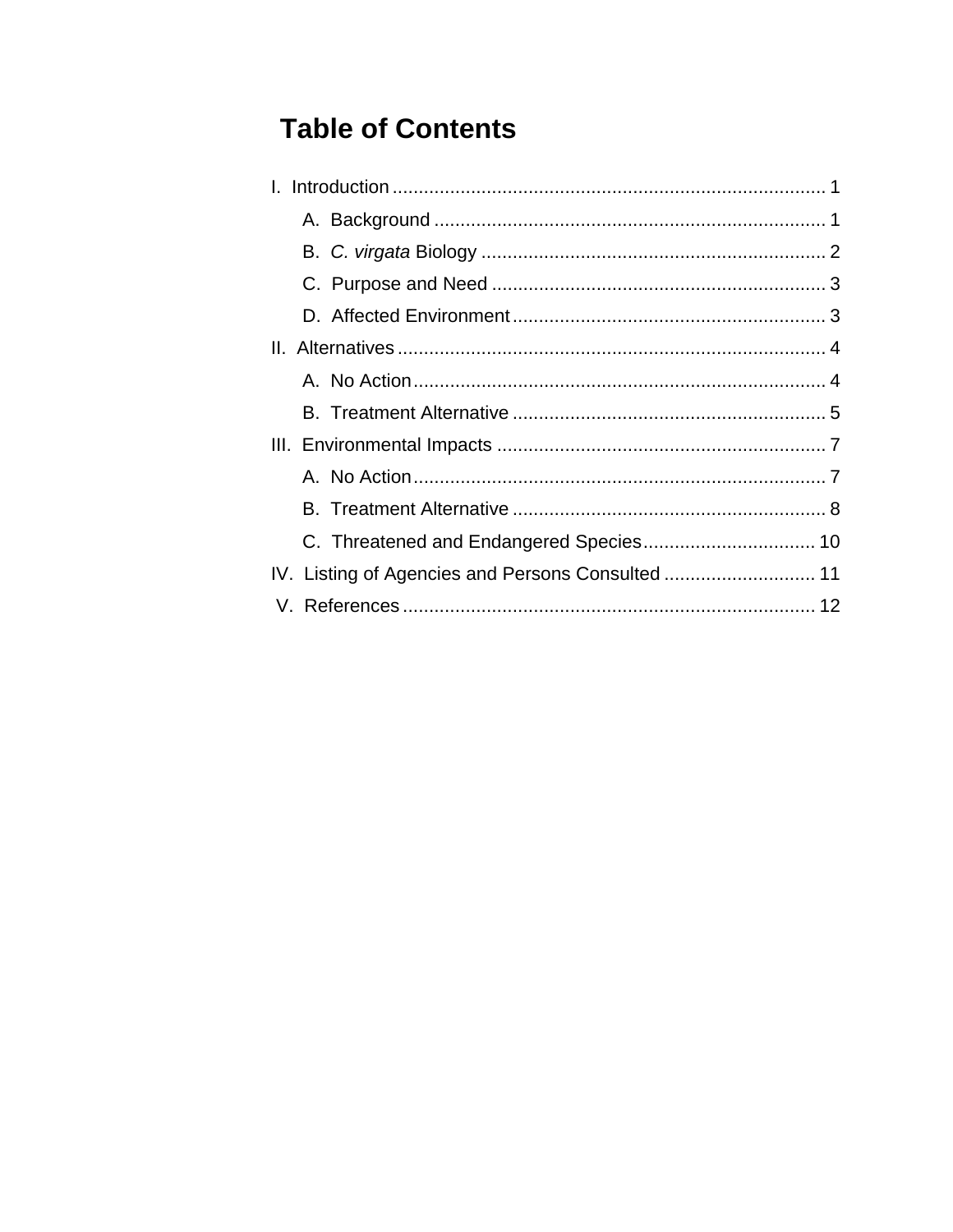# Table of Contents

I. Introduction .................................................................................. 1

- A. Background .......................................................................... 1
- B. *C. virgata* Biology .................................................................. 2
- C. Purpose and Need ................................................................ 3
- D. Affected Environment ............................................................ 3

II. Alternatives ................................................................................. 4

- A. No Action .............................................................................. 4
- B. Treatment Alternative ............................................................ 5

III. Environmental Impacts ............................................................... 7

- A. No Action .............................................................................. 7
- B. Treatment Alternative ............................................................ 8
- C. Threatened and Endangered Species ................................. 10

IV. Listing of Agencies and Persons Consulted ............................. 11

V. References ............................................................................... 12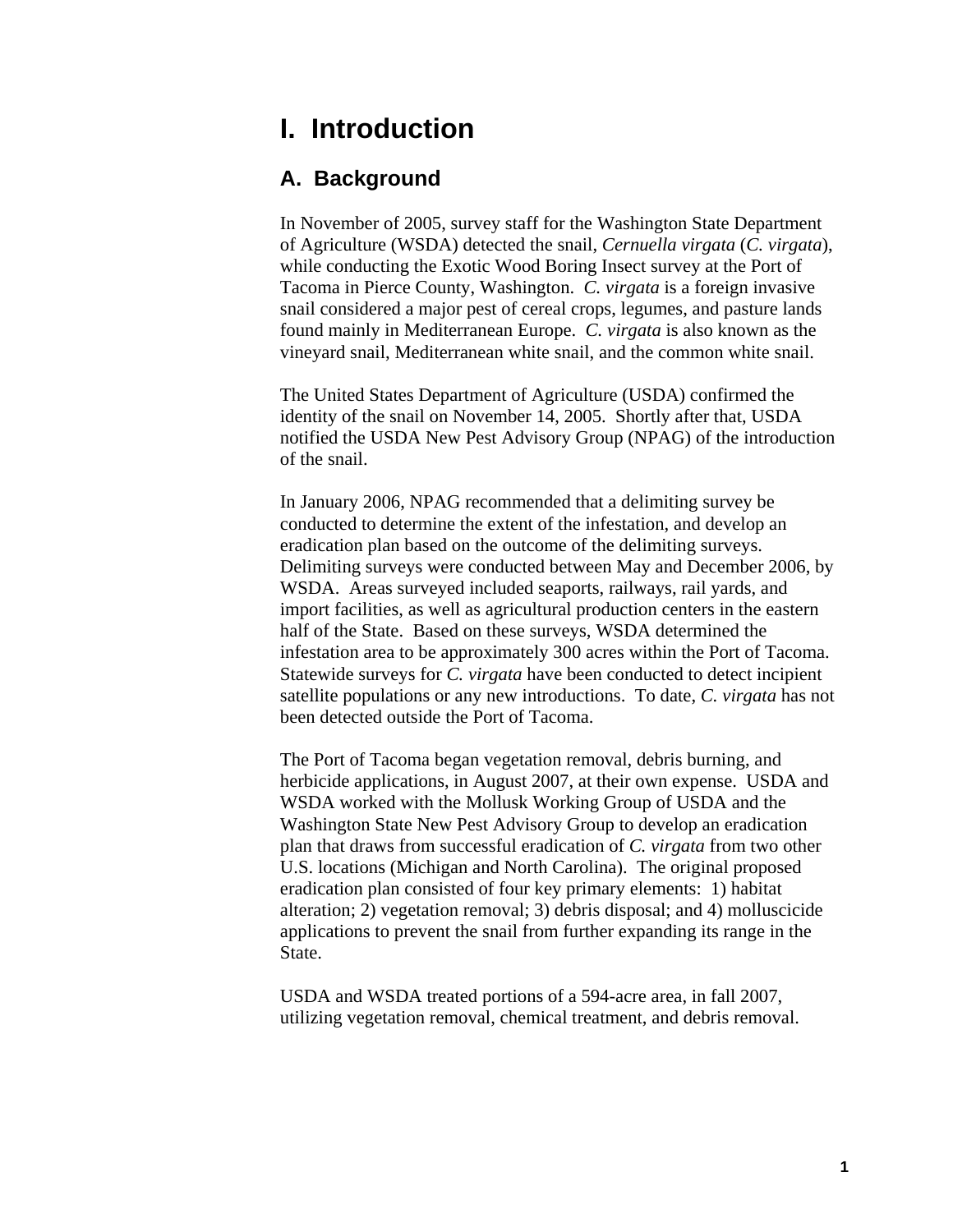# I. Introduction

## A. Background

In November of 2005, survey staff for the Washington State Department of Agriculture (WSDA) detected the snail, *Cernuella virgata* (*C. virgata*), while conducting the Exotic Wood Boring Insect survey at the Port of Tacoma in Pierce County, Washington. *C. virgata* is a foreign invasive snail considered a major pest of cereal crops, legumes, and pasture lands found mainly in Mediterranean Europe. *C. virgata* is also known as the vineyard snail, Mediterranean white snail, and the common white snail.

The United States Department of Agriculture (USDA) confirmed the identity of the snail on November 14, 2005. Shortly after that, USDA notified the USDA New Pest Advisory Group (NPAG) of the introduction of the snail.

In January 2006, NPAG recommended that a delimiting survey be conducted to determine the extent of the infestation, and develop an eradication plan based on the outcome of the delimiting surveys. Delimiting surveys were conducted between May and December 2006, by WSDA. Areas surveyed included seaports, railways, rail yards, and import facilities, as well as agricultural production centers in the eastern half of the State. Based on these surveys, WSDA determined the infestation area to be approximately 300 acres within the Port of Tacoma. Statewide surveys for *C. virgata* have been conducted to detect incipient satellite populations or any new introductions. To date, *C. virgata* has not been detected outside the Port of Tacoma.

The Port of Tacoma began vegetation removal, debris burning, and herbicide applications, in August 2007, at their own expense. USDA and WSDA worked with the Mollusk Working Group of USDA and the Washington State New Pest Advisory Group to develop an eradication plan that draws from successful eradication of *C. virgata* from two other U.S. locations (Michigan and North Carolina). The original proposed eradication plan consisted of four key primary elements: 1) habitat alteration; 2) vegetation removal; 3) debris disposal; and 4) molluscicide applications to prevent the snail from further expanding its range in the State.

USDA and WSDA treated portions of a 594-acre area, in fall 2007, utilizing vegetation removal, chemical treatment, and debris removal.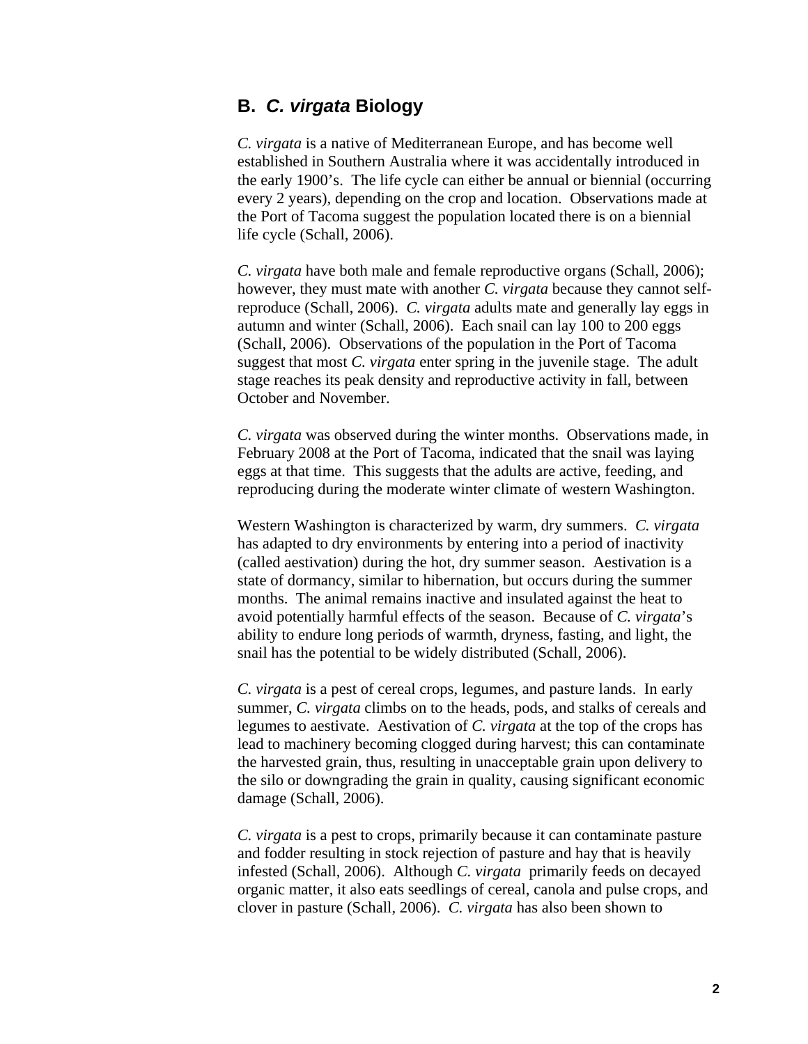## B. *C. virgata* Biology

*C. virgata* is a native of Mediterranean Europe, and has become well established in Southern Australia where it was accidentally introduced in the early 1900's. The life cycle can either be annual or biennial (occurring every 2 years), depending on the crop and location. Observations made at the Port of Tacoma suggest the population located there is on a biennial life cycle (Schall, 2006).

*C. virgata* have both male and female reproductive organs (Schall, 2006); however, they must mate with another *C. virgata* because they cannot self-reproduce (Schall, 2006). *C. virgata* adults mate and generally lay eggs in autumn and winter (Schall, 2006). Each snail can lay 100 to 200 eggs (Schall, 2006). Observations of the population in the Port of Tacoma suggest that most *C. virgata* enter spring in the juvenile stage. The adult stage reaches its peak density and reproductive activity in fall, between October and November.

*C. virgata* was observed during the winter months. Observations made, in February 2008 at the Port of Tacoma, indicated that the snail was laying eggs at that time. This suggests that the adults are active, feeding, and reproducing during the moderate winter climate of western Washington.

Western Washington is characterized by warm, dry summers. *C. virgata* has adapted to dry environments by entering into a period of inactivity (called aestivation) during the hot, dry summer season. Aestivation is a state of dormancy, similar to hibernation, but occurs during the summer months. The animal remains inactive and insulated against the heat to avoid potentially harmful effects of the season. Because of *C. virgata*'s ability to endure long periods of warmth, dryness, fasting, and light, the snail has the potential to be widely distributed (Schall, 2006).

*C. virgata* is a pest of cereal crops, legumes, and pasture lands. In early summer, *C. virgata* climbs on to the heads, pods, and stalks of cereals and legumes to aestivate. Aestivation of *C. virgata* at the top of the crops has lead to machinery becoming clogged during harvest; this can contaminate the harvested grain, thus, resulting in unacceptable grain upon delivery to the silo or downgrading the grain in quality, causing significant economic damage (Schall, 2006).

*C. virgata* is a pest to crops, primarily because it can contaminate pasture and fodder resulting in stock rejection of pasture and hay that is heavily infested (Schall, 2006). Although *C. virgata* primarily feeds on decayed organic matter, it also eats seedlings of cereal, canola and pulse crops, and clover in pasture (Schall, 2006). *C. virgata* has also been shown to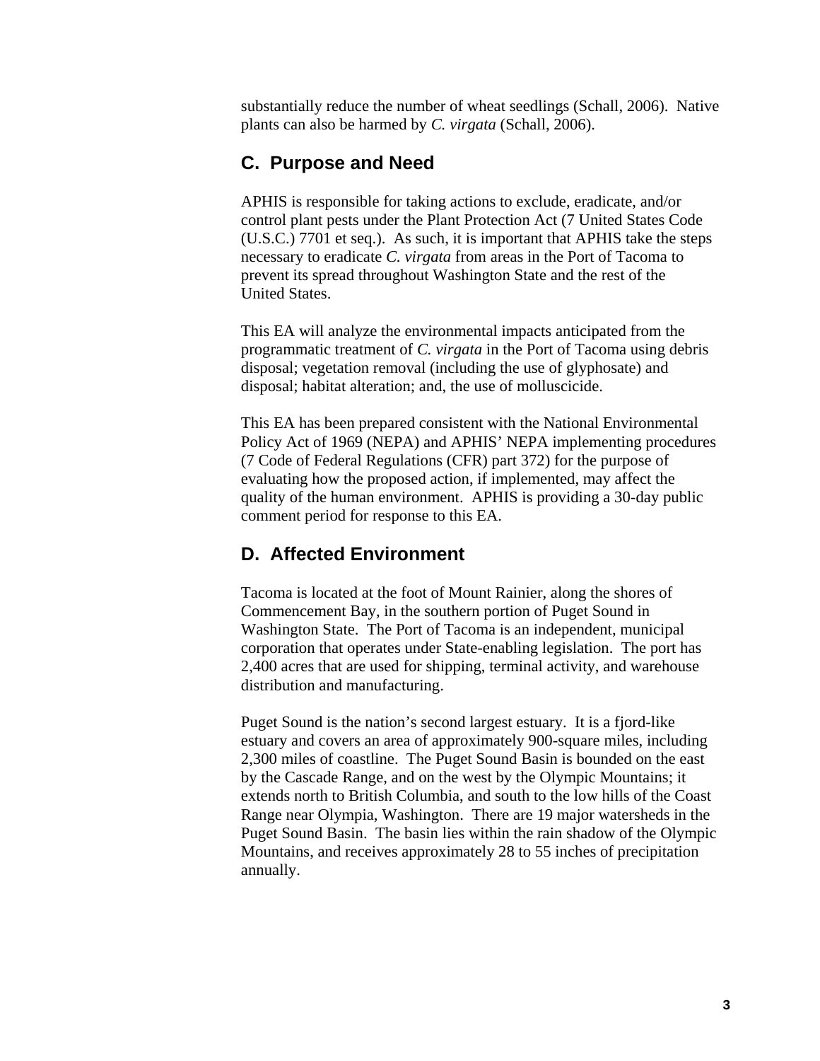substantially reduce the number of wheat seedlings (Schall, 2006). Native plants can also be harmed by *C. virgata* (Schall, 2006).

## C. Purpose and Need

APHIS is responsible for taking actions to exclude, eradicate, and/or control plant pests under the Plant Protection Act (7 United States Code (U.S.C.) 7701 et seq.). As such, it is important that APHIS take the steps necessary to eradicate *C. virgata* from areas in the Port of Tacoma to prevent its spread throughout Washington State and the rest of the United States.

This EA will analyze the environmental impacts anticipated from the programmatic treatment of *C. virgata* in the Port of Tacoma using debris disposal; vegetation removal (including the use of glyphosate) and disposal; habitat alteration; and, the use of molluscicide.

This EA has been prepared consistent with the National Environmental Policy Act of 1969 (NEPA) and APHIS' NEPA implementing procedures (7 Code of Federal Regulations (CFR) part 372) for the purpose of evaluating how the proposed action, if implemented, may affect the quality of the human environment. APHIS is providing a 30-day public comment period for response to this EA.

## D. Affected Environment

Tacoma is located at the foot of Mount Rainier, along the shores of Commencement Bay, in the southern portion of Puget Sound in Washington State. The Port of Tacoma is an independent, municipal corporation that operates under State-enabling legislation. The port has 2,400 acres that are used for shipping, terminal activity, and warehouse distribution and manufacturing.

Puget Sound is the nation's second largest estuary. It is a fjord-like estuary and covers an area of approximately 900-square miles, including 2,300 miles of coastline. The Puget Sound Basin is bounded on the east by the Cascade Range, and on the west by the Olympic Mountains; it extends north to British Columbia, and south to the low hills of the Coast Range near Olympia, Washington. There are 19 major watersheds in the Puget Sound Basin. The basin lies within the rain shadow of the Olympic Mountains, and receives approximately 28 to 55 inches of precipitation annually.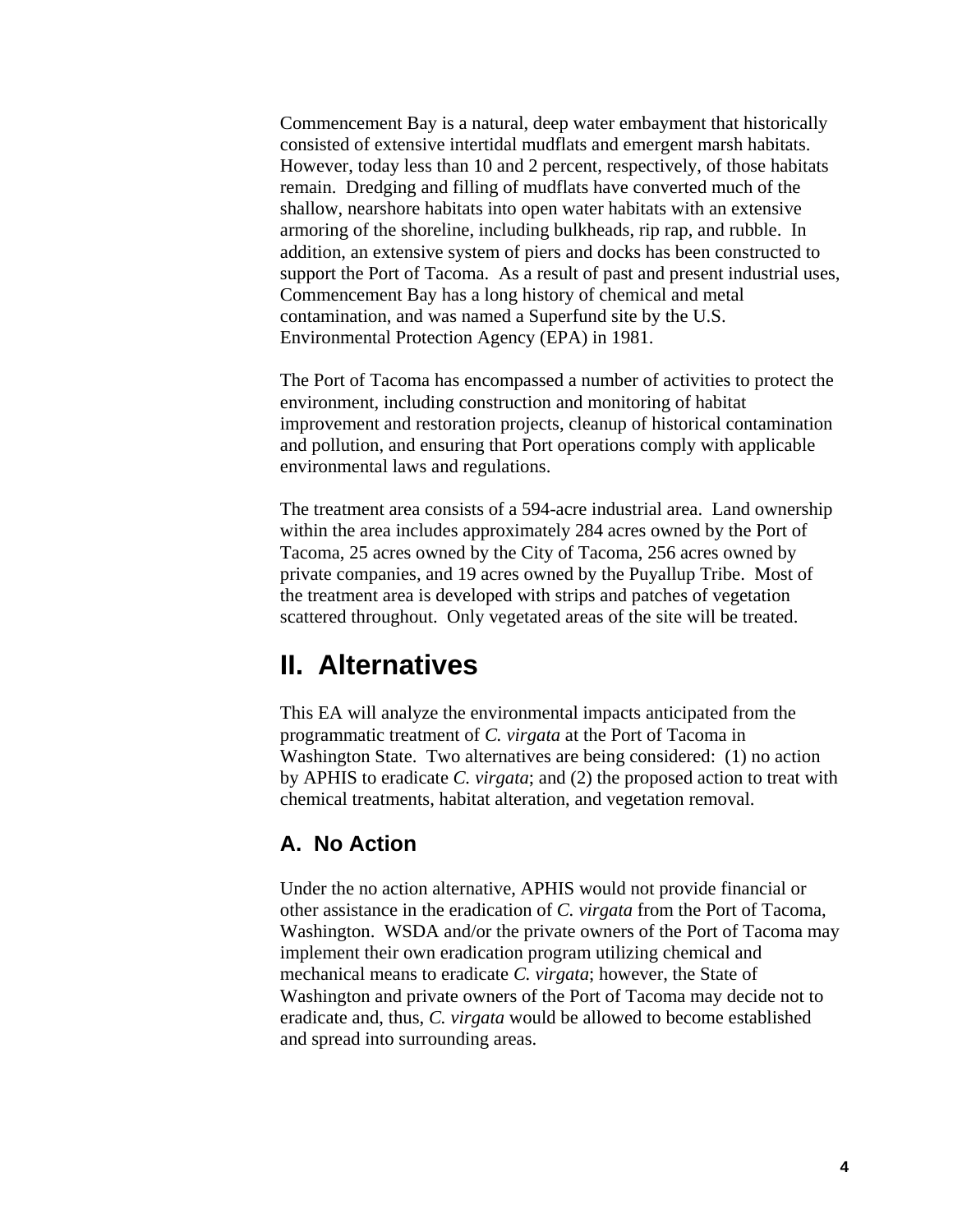Commencement Bay is a natural, deep water embayment that historically consisted of extensive intertidal mudflats and emergent marsh habitats. However, today less than 10 and 2 percent, respectively, of those habitats remain. Dredging and filling of mudflats have converted much of the shallow, nearshore habitats into open water habitats with an extensive armoring of the shoreline, including bulkheads, rip rap, and rubble. In addition, an extensive system of piers and docks has been constructed to support the Port of Tacoma. As a result of past and present industrial uses, Commencement Bay has a long history of chemical and metal contamination, and was named a Superfund site by the U.S. Environmental Protection Agency (EPA) in 1981.

The Port of Tacoma has encompassed a number of activities to protect the environment, including construction and monitoring of habitat improvement and restoration projects, cleanup of historical contamination and pollution, and ensuring that Port operations comply with applicable environmental laws and regulations.

The treatment area consists of a 594-acre industrial area. Land ownership within the area includes approximately 284 acres owned by the Port of Tacoma, 25 acres owned by the City of Tacoma, 256 acres owned by private companies, and 19 acres owned by the Puyallup Tribe. Most of the treatment area is developed with strips and patches of vegetation scattered throughout. Only vegetated areas of the site will be treated.

# II. Alternatives

This EA will analyze the environmental impacts anticipated from the programmatic treatment of *C. virgata* at the Port of Tacoma in Washington State. Two alternatives are being considered: (1) no action by APHIS to eradicate *C. virgata*; and (2) the proposed action to treat with chemical treatments, habitat alteration, and vegetation removal.

## A. No Action

Under the no action alternative, APHIS would not provide financial or other assistance in the eradication of *C. virgata* from the Port of Tacoma, Washington. WSDA and/or the private owners of the Port of Tacoma may implement their own eradication program utilizing chemical and mechanical means to eradicate *C. virgata*; however, the State of Washington and private owners of the Port of Tacoma may decide not to eradicate and, thus, *C. virgata* would be allowed to become established and spread into surrounding areas.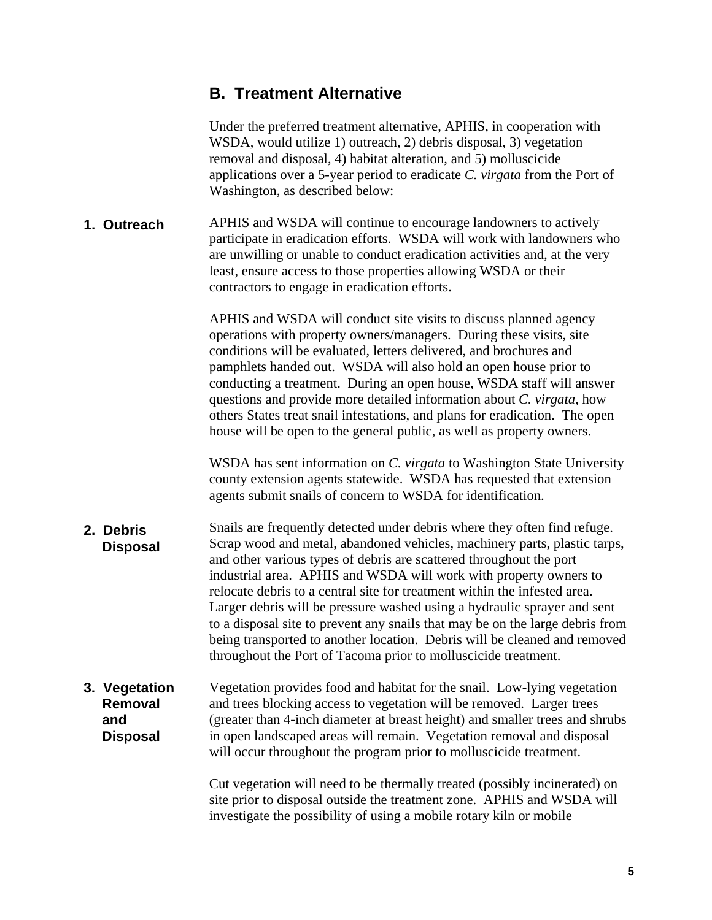## B. Treatment Alternative

Under the preferred treatment alternative, APHIS, in cooperation with WSDA, would utilize 1) outreach, 2) debris disposal, 3) vegetation removal and disposal, 4) habitat alteration, and 5) molluscicide applications over a 5-year period to eradicate *C. virgata* from the Port of Washington, as described below:

### 1. Outreach

APHIS and WSDA will continue to encourage landowners to actively participate in eradication efforts. WSDA will work with landowners who are unwilling or unable to conduct eradication activities and, at the very least, ensure access to those properties allowing WSDA or their contractors to engage in eradication efforts.

APHIS and WSDA will conduct site visits to discuss planned agency operations with property owners/managers. During these visits, site conditions will be evaluated, letters delivered, and brochures and pamphlets handed out. WSDA will also hold an open house prior to conducting a treatment. During an open house, WSDA staff will answer questions and provide more detailed information about *C. virgata*, how others States treat snail infestations, and plans for eradication. The open house will be open to the general public, as well as property owners.

WSDA has sent information on *C. virgata* to Washington State University county extension agents statewide. WSDA has requested that extension agents submit snails of concern to WSDA for identification.

### 2. Debris Disposal

Snails are frequently detected under debris where they often find refuge. Scrap wood and metal, abandoned vehicles, machinery parts, plastic tarps, and other various types of debris are scattered throughout the port industrial area. APHIS and WSDA will work with property owners to relocate debris to a central site for treatment within the infested area. Larger debris will be pressure washed using a hydraulic sprayer and sent to a disposal site to prevent any snails that may be on the large debris from being transported to another location. Debris will be cleaned and removed throughout the Port of Tacoma prior to molluscicide treatment.

### 3. Vegetation Removal and Disposal

Vegetation provides food and habitat for the snail. Low-lying vegetation and trees blocking access to vegetation will be removed. Larger trees (greater than 4-inch diameter at breast height) and smaller trees and shrubs in open landscaped areas will remain. Vegetation removal and disposal will occur throughout the program prior to molluscicide treatment.

Cut vegetation will need to be thermally treated (possibly incinerated) on site prior to disposal outside the treatment zone. APHIS and WSDA will investigate the possibility of using a mobile rotary kiln or mobile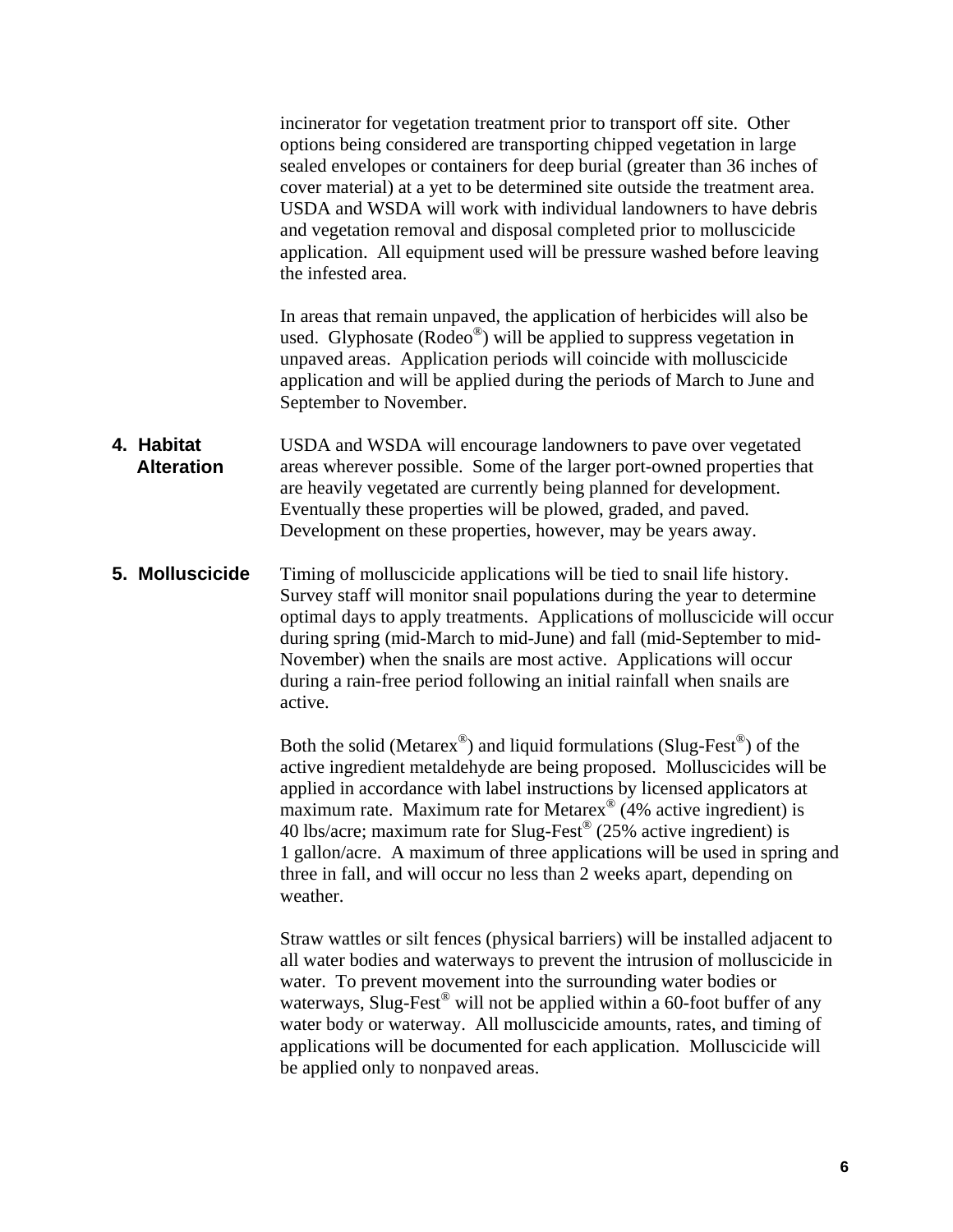incinerator for vegetation treatment prior to transport off site. Other options being considered are transporting chipped vegetation in large sealed envelopes or containers for deep burial (greater than 36 inches of cover material) at a yet to be determined site outside the treatment area. USDA and WSDA will work with individual landowners to have debris and vegetation removal and disposal completed prior to molluscicide application. All equipment used will be pressure washed before leaving the infested area.

In areas that remain unpaved, the application of herbicides will also be used. Glyphosate (Rodeo®) will be applied to suppress vegetation in unpaved areas. Application periods will coincide with molluscicide application and will be applied during the periods of March to June and September to November.

**4. Habitat Alteration**

USDA and WSDA will encourage landowners to pave over vegetated areas wherever possible. Some of the larger port-owned properties that are heavily vegetated are currently being planned for development. Eventually these properties will be plowed, graded, and paved. Development on these properties, however, may be years away.

**5. Molluscicide**

Timing of molluscicide applications will be tied to snail life history. Survey staff will monitor snail populations during the year to determine optimal days to apply treatments. Applications of molluscicide will occur during spring (mid-March to mid-June) and fall (mid-September to mid-November) when the snails are most active. Applications will occur during a rain-free period following an initial rainfall when snails are active.

Both the solid (Metarex®) and liquid formulations (Slug-Fest®) of the active ingredient metaldehyde are being proposed. Molluscicides will be applied in accordance with label instructions by licensed applicators at maximum rate. Maximum rate for Metarex® (4% active ingredient) is 40 lbs/acre; maximum rate for Slug-Fest® (25% active ingredient) is 1 gallon/acre. A maximum of three applications will be used in spring and three in fall, and will occur no less than 2 weeks apart, depending on weather.

Straw wattles or silt fences (physical barriers) will be installed adjacent to all water bodies and waterways to prevent the intrusion of molluscicide in water. To prevent movement into the surrounding water bodies or waterways, Slug-Fest® will not be applied within a 60-foot buffer of any water body or waterway. All molluscicide amounts, rates, and timing of applications will be documented for each application. Molluscicide will be applied only to nonpaved areas.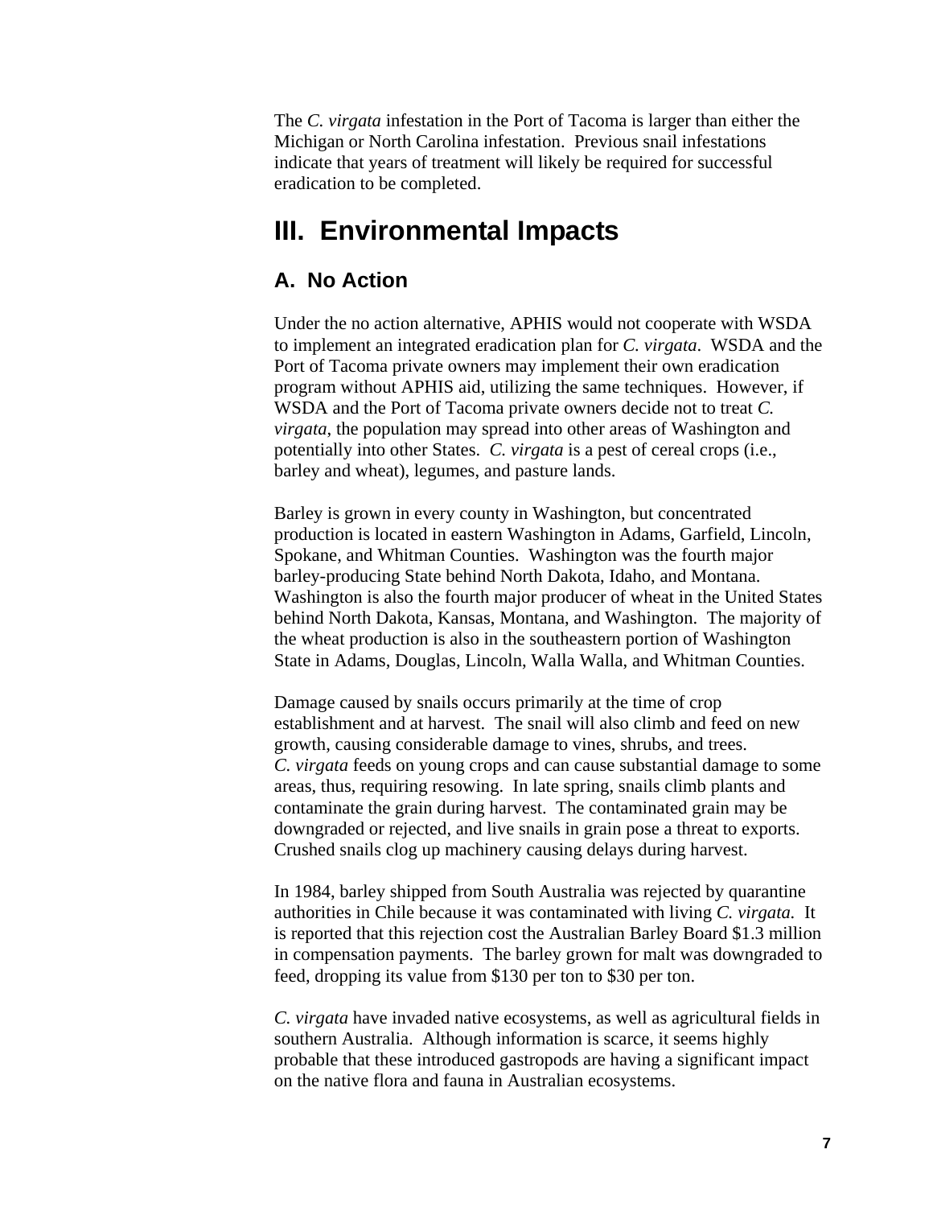The *C. virgata* infestation in the Port of Tacoma is larger than either the Michigan or North Carolina infestation. Previous snail infestations indicate that years of treatment will likely be required for successful eradication to be completed.

# III. Environmental Impacts

## A. No Action

Under the no action alternative, APHIS would not cooperate with WSDA to implement an integrated eradication plan for *C. virgata*. WSDA and the Port of Tacoma private owners may implement their own eradication program without APHIS aid, utilizing the same techniques. However, if WSDA and the Port of Tacoma private owners decide not to treat *C. virgata*, the population may spread into other areas of Washington and potentially into other States. *C. virgata* is a pest of cereal crops (i.e., barley and wheat), legumes, and pasture lands.

Barley is grown in every county in Washington, but concentrated production is located in eastern Washington in Adams, Garfield, Lincoln, Spokane, and Whitman Counties. Washington was the fourth major barley-producing State behind North Dakota, Idaho, and Montana. Washington is also the fourth major producer of wheat in the United States behind North Dakota, Kansas, Montana, and Washington. The majority of the wheat production is also in the southeastern portion of Washington State in Adams, Douglas, Lincoln, Walla Walla, and Whitman Counties.

Damage caused by snails occurs primarily at the time of crop establishment and at harvest. The snail will also climb and feed on new growth, causing considerable damage to vines, shrubs, and trees. *C. virgata* feeds on young crops and can cause substantial damage to some areas, thus, requiring resowing. In late spring, snails climb plants and contaminate the grain during harvest. The contaminated grain may be downgraded or rejected, and live snails in grain pose a threat to exports. Crushed snails clog up machinery causing delays during harvest.

In 1984, barley shipped from South Australia was rejected by quarantine authorities in Chile because it was contaminated with living *C. virgata.* It is reported that this rejection cost the Australian Barley Board $1.3 million in compensation payments. The barley grown for malt was downgraded to feed, dropping its value from $130 per ton to $30 per ton.

*C. virgata* have invaded native ecosystems, as well as agricultural fields in southern Australia. Although information is scarce, it seems highly probable that these introduced gastropods are having a significant impact on the native flora and fauna in Australian ecosystems.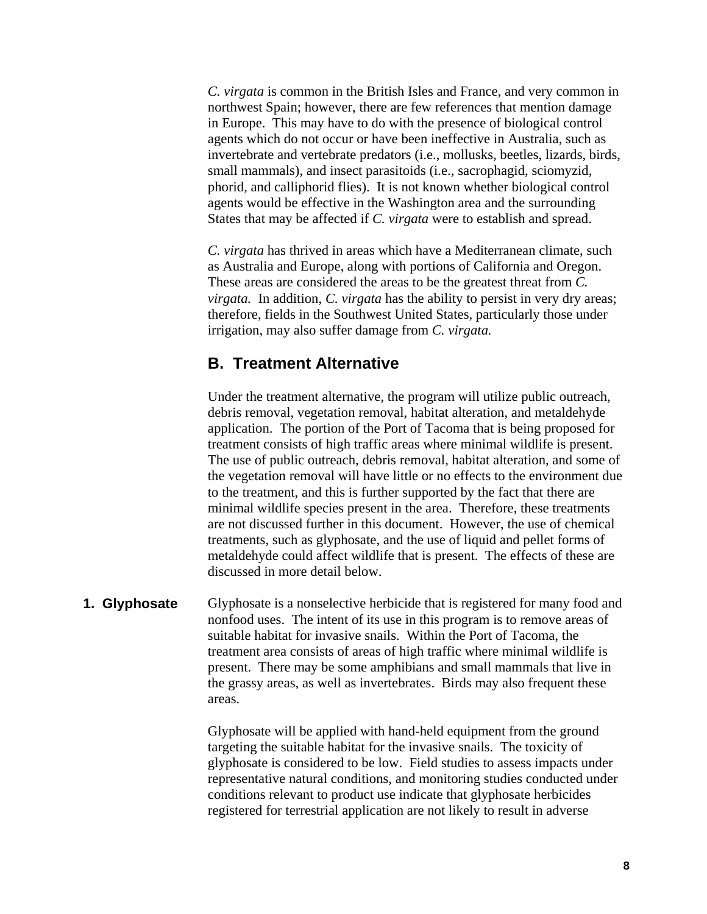*C. virgata* is common in the British Isles and France, and very common in northwest Spain; however, there are few references that mention damage in Europe. This may have to do with the presence of biological control agents which do not occur or have been ineffective in Australia, such as invertebrate and vertebrate predators (i.e., mollusks, beetles, lizards, birds, small mammals), and insect parasitoids (i.e., sacrophagid, sciomyzid, phorid, and calliphorid flies). It is not known whether biological control agents would be effective in the Washington area and the surrounding States that may be affected if *C. virgata* were to establish and spread.

*C. virgata* has thrived in areas which have a Mediterranean climate, such as Australia and Europe, along with portions of California and Oregon. These areas are considered the areas to be the greatest threat from *C. virgata.* In addition, *C. virgata* has the ability to persist in very dry areas; therefore, fields in the Southwest United States, particularly those under irrigation, may also suffer damage from *C. virgata.*

## B. Treatment Alternative

Under the treatment alternative, the program will utilize public outreach, debris removal, vegetation removal, habitat alteration, and metaldehyde application. The portion of the Port of Tacoma that is being proposed for treatment consists of high traffic areas where minimal wildlife is present. The use of public outreach, debris removal, habitat alteration, and some of the vegetation removal will have little or no effects to the environment due to the treatment, and this is further supported by the fact that there are minimal wildlife species present in the area. Therefore, these treatments are not discussed further in this document. However, the use of chemical treatments, such as glyphosate, and the use of liquid and pellet forms of metaldehyde could affect wildlife that is present. The effects of these are discussed in more detail below.

### 1. Glyphosate

Glyphosate is a nonselective herbicide that is registered for many food and nonfood uses. The intent of its use in this program is to remove areas of suitable habitat for invasive snails. Within the Port of Tacoma, the treatment area consists of areas of high traffic where minimal wildlife is present. There may be some amphibians and small mammals that live in the grassy areas, as well as invertebrates. Birds may also frequent these areas.

Glyphosate will be applied with hand-held equipment from the ground targeting the suitable habitat for the invasive snails. The toxicity of glyphosate is considered to be low. Field studies to assess impacts under representative natural conditions, and monitoring studies conducted under conditions relevant to product use indicate that glyphosate herbicides registered for terrestrial application are not likely to result in adverse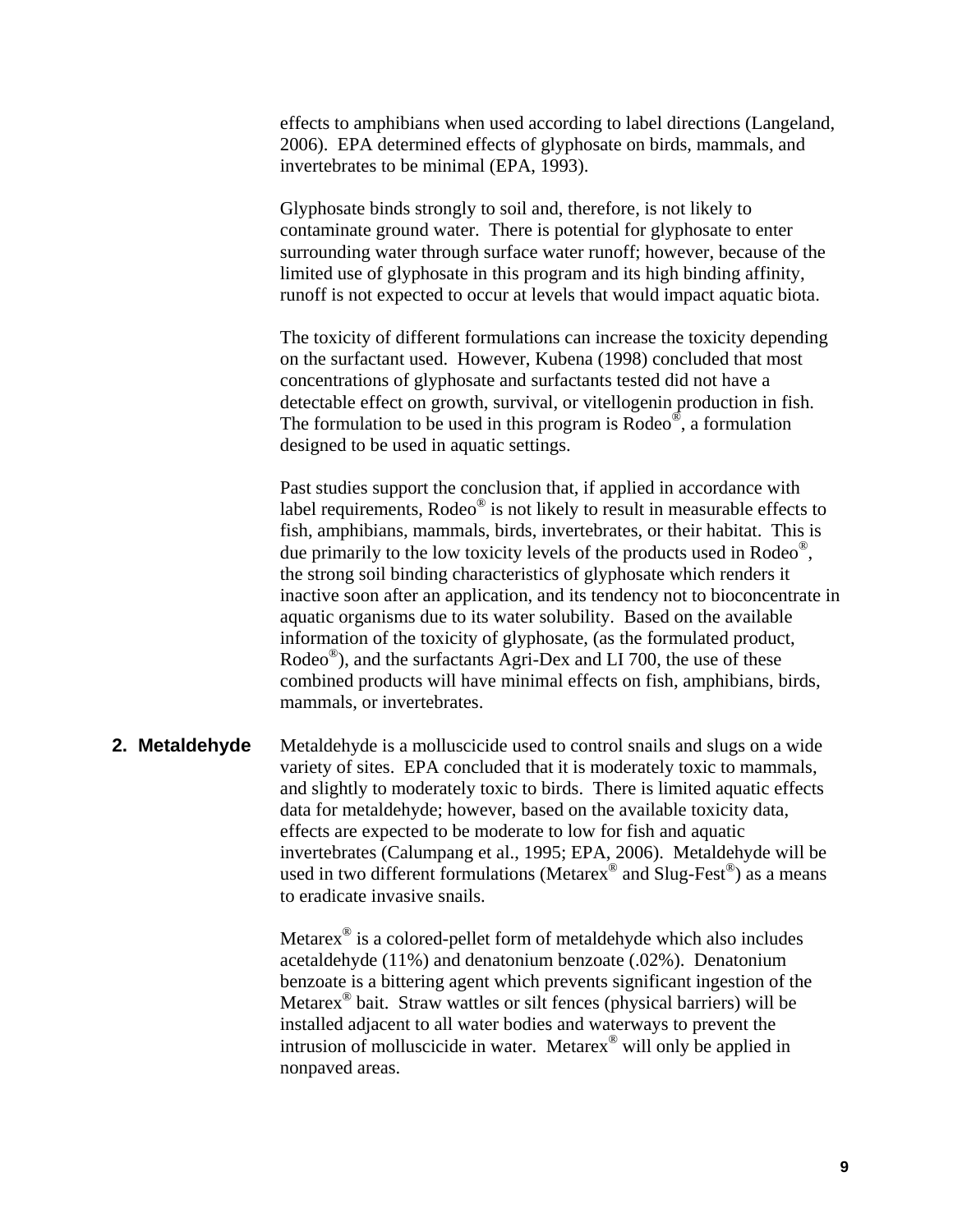effects to amphibians when used according to label directions (Langeland, 2006). EPA determined effects of glyphosate on birds, mammals, and invertebrates to be minimal (EPA, 1993).

Glyphosate binds strongly to soil and, therefore, is not likely to contaminate ground water. There is potential for glyphosate to enter surrounding water through surface water runoff; however, because of the limited use of glyphosate in this program and its high binding affinity, runoff is not expected to occur at levels that would impact aquatic biota.

The toxicity of different formulations can increase the toxicity depending on the surfactant used. However, Kubena (1998) concluded that most concentrations of glyphosate and surfactants tested did not have a detectable effect on growth, survival, or vitellogenin production in fish. The formulation to be used in this program is Rodeo®, a formulation designed to be used in aquatic settings.

Past studies support the conclusion that, if applied in accordance with label requirements, Rodeo® is not likely to result in measurable effects to fish, amphibians, mammals, birds, invertebrates, or their habitat. This is due primarily to the low toxicity levels of the products used in Rodeo®, the strong soil binding characteristics of glyphosate which renders it inactive soon after an application, and its tendency not to bioconcentrate in aquatic organisms due to its water solubility. Based on the available information of the toxicity of glyphosate, (as the formulated product, Rodeo®), and the surfactants Agri-Dex and LI 700, the use of these combined products will have minimal effects on fish, amphibians, birds, mammals, or invertebrates.

### 2. Metaldehyde

Metaldehyde is a molluscicide used to control snails and slugs on a wide variety of sites. EPA concluded that it is moderately toxic to mammals, and slightly to moderately toxic to birds. There is limited aquatic effects data for metaldehyde; however, based on the available toxicity data, effects are expected to be moderate to low for fish and aquatic invertebrates (Calumpang et al., 1995; EPA, 2006). Metaldehyde will be used in two different formulations (Metarex® and Slug-Fest®) as a means to eradicate invasive snails.

Metarex® is a colored-pellet form of metaldehyde which also includes acetaldehyde (11%) and denatonium benzoate (.02%). Denatonium benzoate is a bittering agent which prevents significant ingestion of the Metarex® bait. Straw wattles or silt fences (physical barriers) will be installed adjacent to all water bodies and waterways to prevent the intrusion of molluscicide in water. Metarex® will only be applied in nonpaved areas.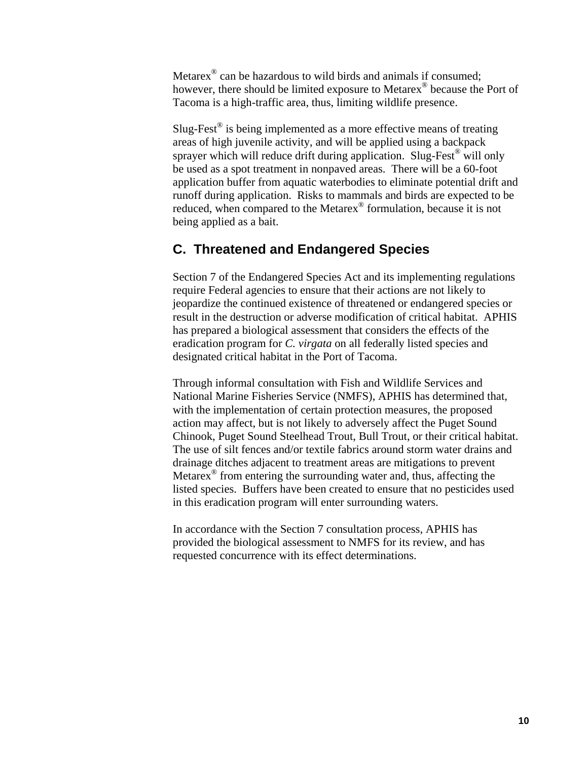Metarex® can be hazardous to wild birds and animals if consumed; however, there should be limited exposure to Metarex® because the Port of Tacoma is a high-traffic area, thus, limiting wildlife presence.

Slug-Fest® is being implemented as a more effective means of treating areas of high juvenile activity, and will be applied using a backpack sprayer which will reduce drift during application. Slug-Fest® will only be used as a spot treatment in nonpaved areas. There will be a 60-foot application buffer from aquatic waterbodies to eliminate potential drift and runoff during application. Risks to mammals and birds are expected to be reduced, when compared to the Metarex® formulation, because it is not being applied as a bait.

## C. Threatened and Endangered Species

Section 7 of the Endangered Species Act and its implementing regulations require Federal agencies to ensure that their actions are not likely to jeopardize the continued existence of threatened or endangered species or result in the destruction or adverse modification of critical habitat. APHIS has prepared a biological assessment that considers the effects of the eradication program for *C. virgata* on all federally listed species and designated critical habitat in the Port of Tacoma.

Through informal consultation with Fish and Wildlife Services and National Marine Fisheries Service (NMFS), APHIS has determined that, with the implementation of certain protection measures, the proposed action may affect, but is not likely to adversely affect the Puget Sound Chinook, Puget Sound Steelhead Trout, Bull Trout, or their critical habitat. The use of silt fences and/or textile fabrics around storm water drains and drainage ditches adjacent to treatment areas are mitigations to prevent Metarex® from entering the surrounding water and, thus, affecting the listed species. Buffers have been created to ensure that no pesticides used in this eradication program will enter surrounding waters.

In accordance with the Section 7 consultation process, APHIS has provided the biological assessment to NMFS for its review, and has requested concurrence with its effect determinations.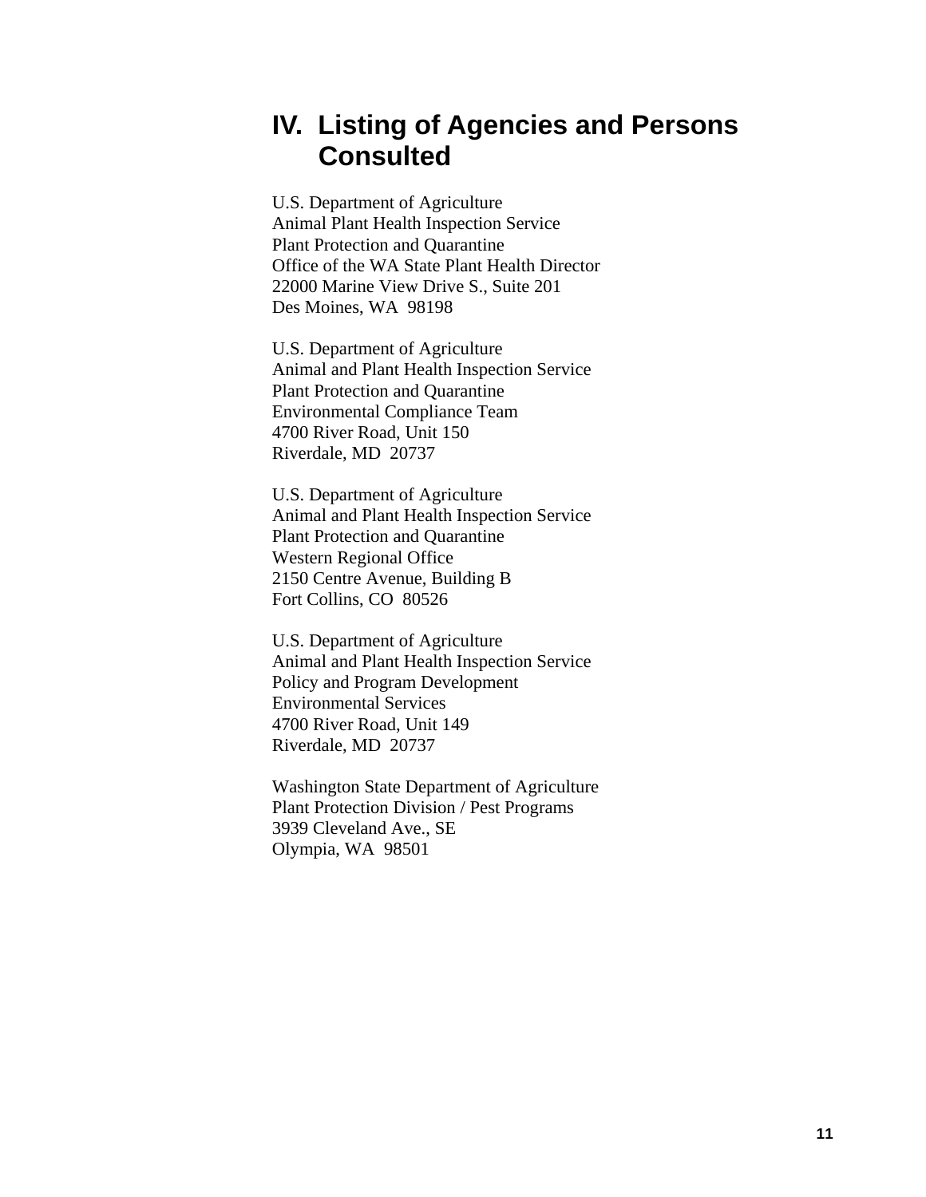# IV. Listing of Agencies and Persons Consulted

U.S. Department of Agriculture
Animal Plant Health Inspection Service
Plant Protection and Quarantine
Office of the WA State Plant Health Director
22000 Marine View Drive S., Suite 201
Des Moines, WA  98198

U.S. Department of Agriculture
Animal and Plant Health Inspection Service
Plant Protection and Quarantine
Environmental Compliance Team
4700 River Road, Unit 150
Riverdale, MD  20737

U.S. Department of Agriculture
Animal and Plant Health Inspection Service
Plant Protection and Quarantine
Western Regional Office
2150 Centre Avenue, Building B
Fort Collins, CO  80526

U.S. Department of Agriculture
Animal and Plant Health Inspection Service
Policy and Program Development
Environmental Services
4700 River Road, Unit 149
Riverdale, MD  20737

Washington State Department of Agriculture
Plant Protection Division / Pest Programs
3939 Cleveland Ave., SE
Olympia, WA  98501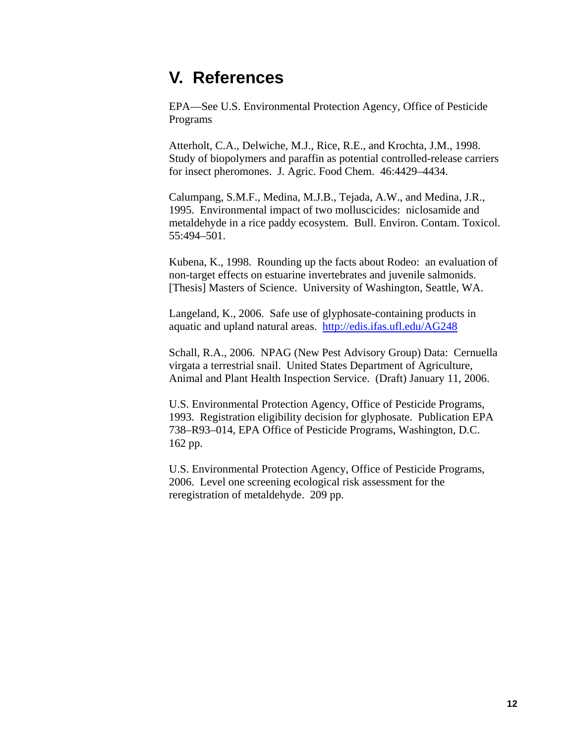## V. References

EPA—See U.S. Environmental Protection Agency, Office of Pesticide Programs

Atterholt, C.A., Delwiche, M.J., Rice, R.E., and Krochta, J.M., 1998. Study of biopolymers and paraffin as potential controlled-release carriers for insect pheromones. J. Agric. Food Chem. 46:4429–4434.

Calumpang, S.M.F., Medina, M.J.B., Tejada, A.W., and Medina, J.R., 1995. Environmental impact of two molluscicides: niclosamide and metaldehyde in a rice paddy ecosystem. Bull. Environ. Contam. Toxicol. 55:494–501.

Kubena, K., 1998. Rounding up the facts about Rodeo: an evaluation of non-target effects on estuarine invertebrates and juvenile salmonids. [Thesis] Masters of Science. University of Washington, Seattle, WA.

Langeland, K., 2006. Safe use of glyphosate-containing products in aquatic and upland natural areas. http://edis.ifas.ufl.edu/AG248

Schall, R.A., 2006. NPAG (New Pest Advisory Group) Data: Cernuella virgata a terrestrial snail. United States Department of Agriculture, Animal and Plant Health Inspection Service. (Draft) January 11, 2006.

U.S. Environmental Protection Agency, Office of Pesticide Programs, 1993. Registration eligibility decision for glyphosate. Publication EPA 738–R93–014, EPA Office of Pesticide Programs, Washington, D.C. 162 pp.

U.S. Environmental Protection Agency, Office of Pesticide Programs, 2006. Level one screening ecological risk assessment for the reregistration of metaldehyde. 209 pp.